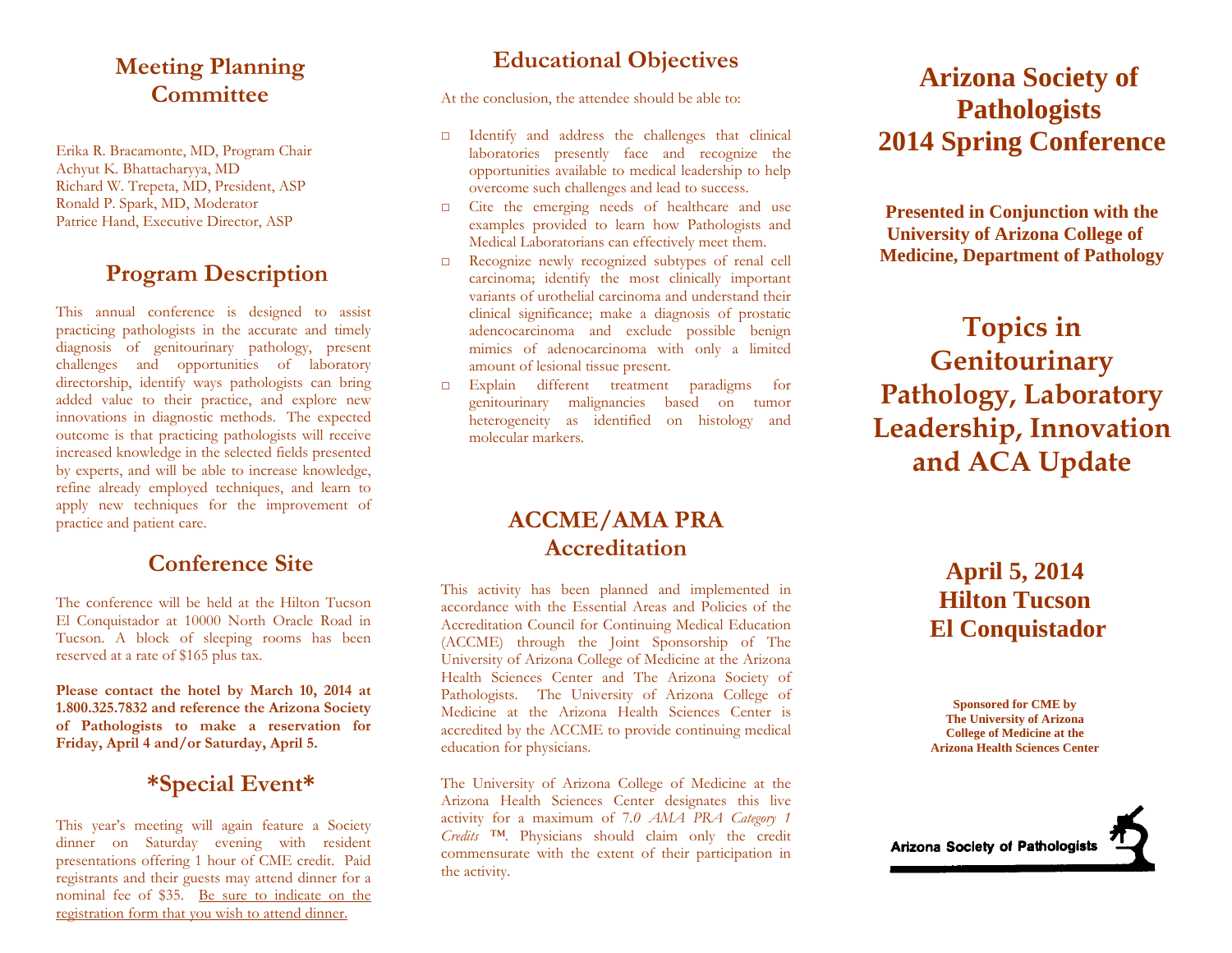## Meeting Planning Committee

Erika R. Bracamonte, MD, Program Chair
Achyut K. Bhattacharyya, MD
Richard W. Trepeta, MD, President, ASP
Ronald P. Spark, MD, Moderator
Patrice Hand, Executive Director, ASP

## Program Description

This annual conference is designed to assist practicing pathologists in the accurate and timely diagnosis of genitourinary pathology, present challenges and opportunities of laboratory directorship, identify ways pathologists can bring added value to their practice, and explore new innovations in diagnostic methods. The expected outcome is that practicing pathologists will receive increased knowledge in the selected fields presented by experts, and will be able to increase knowledge, refine already employed techniques, and learn to apply new techniques for the improvement of practice and patient care.

## Conference Site

The conference will be held at the Hilton Tucson El Conquistador at 10000 North Oracle Road in Tucson. A block of sleeping rooms has been reserved at a rate of $165 plus tax.

**Please contact the hotel by March 10, 2014 at 1.800.325.7832 and reference the Arizona Society of Pathologists to make a reservation for Friday, April 4 and/or Saturday, April 5.**

## *Special Event*

This year's meeting will again feature a Society dinner on Saturday evening with resident presentations offering 1 hour of CME credit. Paid registrants and their guests may attend dinner for a nominal fee of $35. <u>Be sure to indicate on the registration form that you wish to attend dinner.</u>

## Educational Objectives

At the conclusion, the attendee should be able to:

- Identify and address the challenges that clinical laboratories presently face and recognize the opportunities available to medical leadership to help overcome such challenges and lead to success.
- Cite the emerging needs of healthcare and use examples provided to learn how Pathologists and Medical Laboratorians can effectively meet them.
- Recognize newly recognized subtypes of renal cell carcinoma; identify the most clinically important variants of urothelial carcinoma and understand their clinical significance; make a diagnosis of prostatic adencocarcinoma and exclude possible benign mimics of adenocarcinoma with only a limited amount of lesional tissue present.
- Explain different treatment paradigms for genitourinary malignancies based on tumor heterogeneity as identified on histology and molecular markers.

## ACCME/AMA PRA Accreditation

This activity has been planned and implemented in accordance with the Essential Areas and Policies of the Accreditation Council for Continuing Medical Education (ACCME) through the Joint Sponsorship of The University of Arizona College of Medicine at the Arizona Health Sciences Center and The Arizona Society of Pathologists. The University of Arizona College of Medicine at the Arizona Health Sciences Center is accredited by the ACCME to provide continuing medical education for physicians.

The University of Arizona College of Medicine at the Arizona Health Sciences Center designates this live activity for a maximum of 7*.0 AMA PRA Category 1 Credits* ™. Physicians should claim only the credit commensurate with the extent of their participation in the activity.

# Arizona Society of Pathologists 2014 Spring Conference

**Presented in Conjunction with the University of Arizona College of Medicine, Department of Pathology**

# Topics in Genitourinary Pathology, Laboratory Leadership, Innovation and ACA Update

## April 5, 2014
## Hilton Tucson El Conquistador

**Sponsored for CME by**
**The University of Arizona**
**College of Medicine at the**
**Arizona Health Sciences Center**

Arizona Society of Pathologists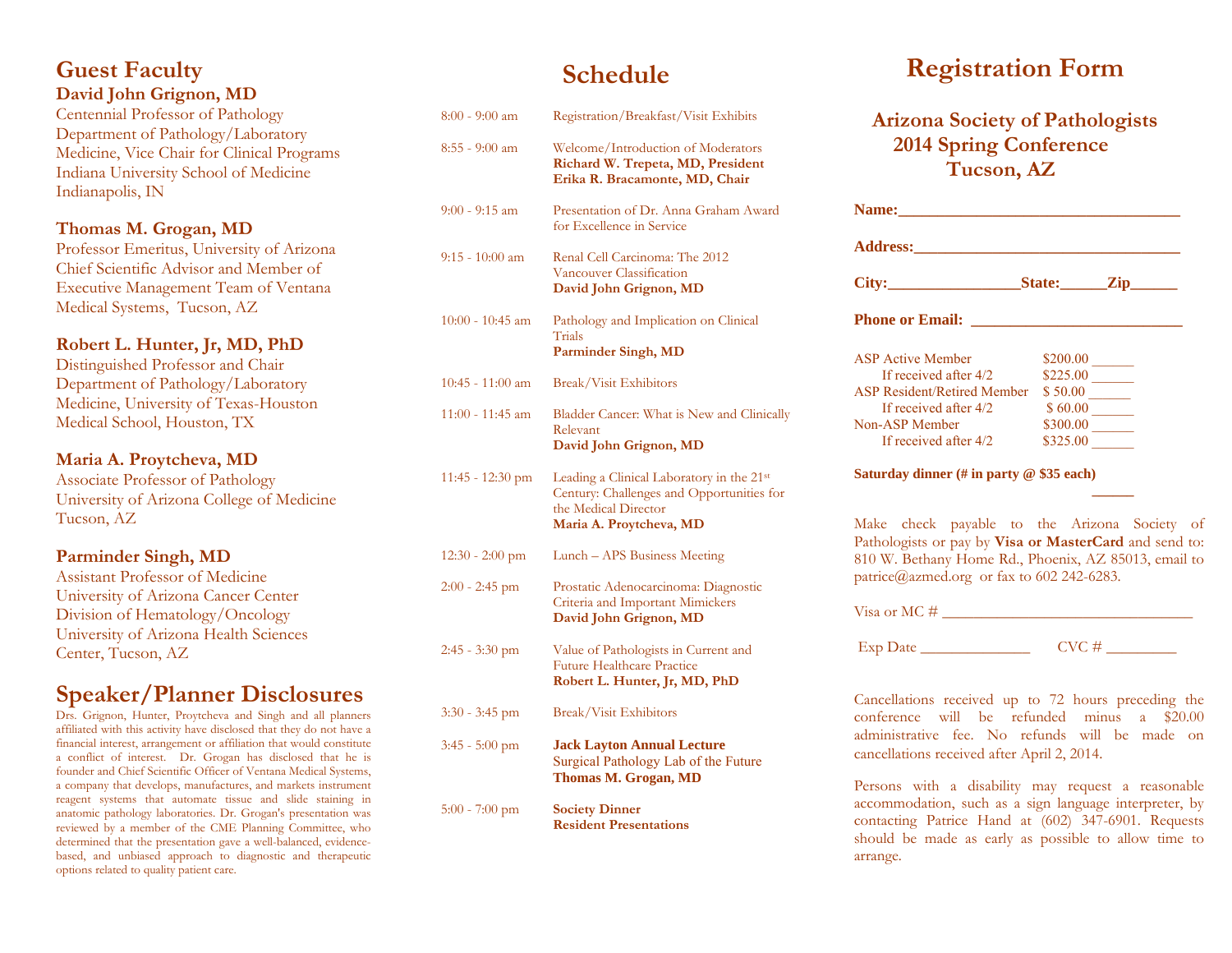## Guest Faculty

**David John Grignon, MD**
Centennial Professor of Pathology
Department of Pathology/Laboratory Medicine, Vice Chair for Clinical Programs
Indiana University School of Medicine
Indianapolis, IN

**Thomas M. Grogan, MD**
Professor Emeritus, University of Arizona
Chief Scientific Advisor and Member of Executive Management Team of Ventana Medical Systems, Tucson, AZ

**Robert L. Hunter, Jr, MD, PhD**
Distinguished Professor and Chair
Department of Pathology/Laboratory Medicine, University of Texas-Houston Medical School, Houston, TX

**Maria A. Proytcheva, MD**
Associate Professor of Pathology
University of Arizona College of Medicine
Tucson, AZ

**Parminder Singh, MD**
Assistant Professor of Medicine
University of Arizona Cancer Center
Division of Hematology/Oncology
University of Arizona Health Sciences Center, Tucson, AZ

## Speaker/Planner Disclosures

Drs. Grignon, Hunter, Proytcheva and Singh and all planners affiliated with this activity have disclosed that they do not have a financial interest, arrangement or affiliation that would constitute a conflict of interest. Dr. Grogan has disclosed that he is founder and Chief Scientific Officer of Ventana Medical Systems, a company that develops, manufactures, and markets instrument reagent systems that automate tissue and slide staining in anatomic pathology laboratories. Dr. Grogan's presentation was reviewed by a member of the CME Planning Committee, who determined that the presentation gave a well-balanced, evidence-based, and unbiased approach to diagnostic and therapeutic options related to quality patient care.

## Schedule

| | |
|---|---|
| 8:00 - 9:00 am | Registration/Breakfast/Visit Exhibits |
| 8:55 - 9:00 am | Welcome/Introduction of Moderators<br>**Richard W. Trepeta, MD, President**<br>**Erika R. Bracamonte, MD, Chair** |
| 9:00 - 9:15 am | Presentation of Dr. Anna Graham Award for Excellence in Service |
| 9:15 - 10:00 am | Renal Cell Carcinoma: The 2012 Vancouver Classification<br>**David John Grignon, MD** |
| 10:00 - 10:45 am | Pathology and Implication on Clinical Trials<br>**Parminder Singh, MD** |
| 10:45 - 11:00 am | Break/Visit Exhibitors |
| 11:00 - 11:45 am | Bladder Cancer: What is New and Clinically Relevant<br>**David John Grignon, MD** |
| 11:45 - 12:30 pm | Leading a Clinical Laboratory in the 21st Century: Challenges and Opportunities for the Medical Director<br>**Maria A. Proytcheva, MD** |
| 12:30 - 2:00 pm | Lunch – APS Business Meeting |
| 2:00 - 2:45 pm | Prostatic Adenocarcinoma: Diagnostic Criteria and Important Mimickers<br>**David John Grignon, MD** |
| 2:45 - 3:30 pm | Value of Pathologists in Current and Future Healthcare Practice<br>**Robert L. Hunter, Jr, MD, PhD** |
| 3:30 - 3:45 pm | Break/Visit Exhibitors |
| 3:45 - 5:00 pm | **Jack Layton Annual Lecture**<br>Surgical Pathology Lab of the Future<br>**Thomas M. Grogan, MD** |
| 5:00 - 7:00 pm | **Society Dinner**<br>**Resident Presentations** |

## Registration Form

### Arizona Society of Pathologists 2014 Spring Conference Tucson, AZ

**Name:**___________________________________

**Address:**_________________________________

**City:**________________**State:**______**Zip**______

**Phone or Email:** ___________________________

| | | |
|---|---|---|
| ASP Active Member | $200.00 | ______ |
| If received after 4/2 | $225.00 | ______ |
| ASP Resident/Retired Member | $ 50.00 | ______ |
| If received after 4/2 | $ 60.00 | ______ |
| Non-ASP Member | $300.00 | ______ |
| If received after 4/2 | $325.00 | ______ |

**Saturday dinner (# in party @ $35 each)** _____

Make check payable to the Arizona Society of Pathologists or pay by **Visa or MasterCard** and send to: 810 W. Bethany Home Rd., Phoenix, AZ 85013, email to patrice@azmed.org or fax to 602 242-6283.

Visa or MC # ________________________________

Exp Date ______________ CVC # _________

Cancellations received up to 72 hours preceding the conference will be refunded minus a $20.00 administrative fee. No refunds will be made on cancellations received after April 2, 2014.

Persons with a disability may request a reasonable accommodation, such as a sign language interpreter, by contacting Patrice Hand at (602) 347-6901. Requests should be made as early as possible to allow time to arrange.